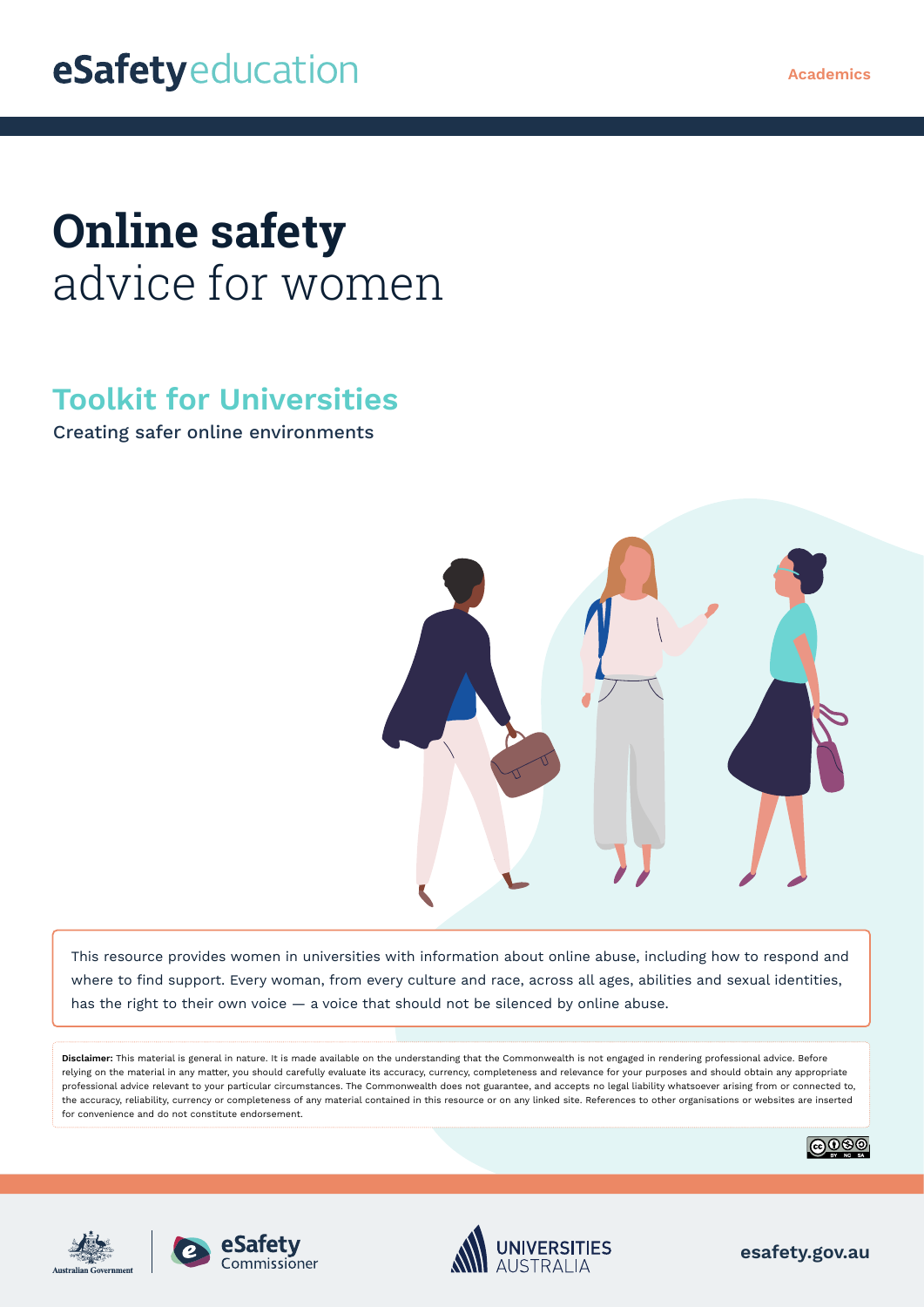eSafetyeducation

Academics

# **Online safety** advice for women

## Toolkit for Universities

Creating safer online environments

This resource provides women in universities with information about online abuse, including how to respond and where to find support. Every woman, from every culture and race, across all ages, abilities and sexual identities, has the right to their own voice — a voice that should not be silenced by online abuse.

**Disclaimer:** This material is general in nature. It is made available on the understanding that the Commonwealth is not engaged in rendering professional advice. Before relying on the material in any matter, you should carefully evaluate its accuracy, currency, completeness and relevance for your purposes and should obtain any appropriate professional advice relevant to your particular circumstances. The Commonwealth does not guarantee, and accepts no legal liability whatsoever arising from or connected to, the accuracy, reliability, currency or completeness of any material contained in this resource or on any linked site. References to other organisations or websites are inserted for convenience and do not constitute endorsement.

Australian Government | eSafety Commissioner | Universities Australia

esafety.gov.au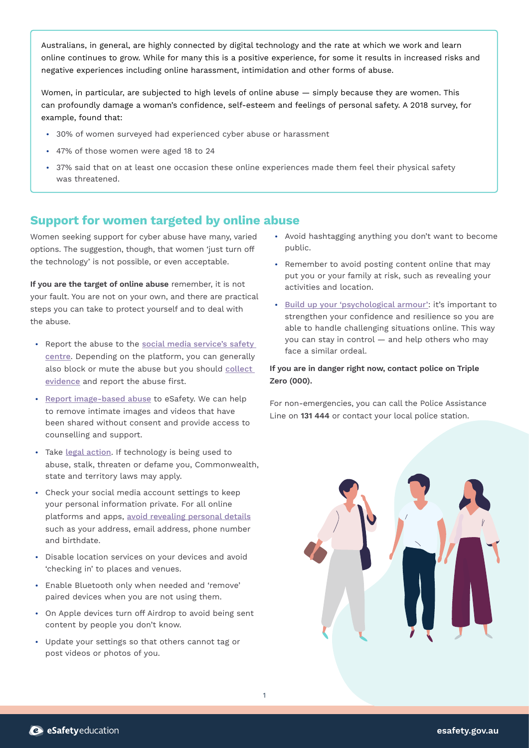Australians, in general, are highly connected by digital technology and the rate at which we work and learn online continues to grow. While for many this is a positive experience, for some it results in increased risks and negative experiences including online harassment, intimidation and other forms of abuse.

Women, in particular, are subjected to high levels of online abuse — simply because they are women. This can profoundly damage a woman's confidence, self-esteem and feelings of personal safety. A 2018 survey, for example, found that:

- 30% of women surveyed had experienced cyber abuse or harassment
- 47% of those women were aged 18 to 24
- 37% said that on at least one occasion these online experiences made them feel their physical safety was threatened.

## Support for women targeted by online abuse

Women seeking support for cyber abuse have many, varied options. The suggestion, though, that women 'just turn off the technology' is not possible, or even acceptable.

**If you are the target of online abuse** remember, it is not your fault. You are not on your own, and there are practical steps you can take to protect yourself and to deal with the abuse.

- Report the abuse to the social media service's safety centre. Depending on the platform, you can generally also block or mute the abuse but you should collect evidence and report the abuse first.
- Report image-based abuse to eSafety. We can help to remove intimate images and videos that have been shared without consent and provide access to counselling and support.
- Take legal action. If technology is being used to abuse, stalk, threaten or defame you, Commonwealth, state and territory laws may apply.
- Check your social media account settings to keep your personal information private. For all online platforms and apps, avoid revealing personal details such as your address, email address, phone number and birthdate.
- Disable location services on your devices and avoid 'checking in' to places and venues.
- Enable Bluetooth only when needed and 'remove' paired devices when you are not using them.
- On Apple devices turn off Airdrop to avoid being sent content by people you don't know.
- Update your settings so that others cannot tag or post videos or photos of you.
- Avoid hashtagging anything you don't want to become public.
- Remember to avoid posting content online that may put you or your family at risk, such as revealing your activities and location.
- Build up your 'psychological armour': it's important to strengthen your confidence and resilience so you are able to handle challenging situations online. This way you can stay in control — and help others who may face a similar ordeal.

**If you are in danger right now, contact police on Triple Zero (000).**

For non-emergencies, you can call the Police Assistance Line on **131 444** or contact your local police station.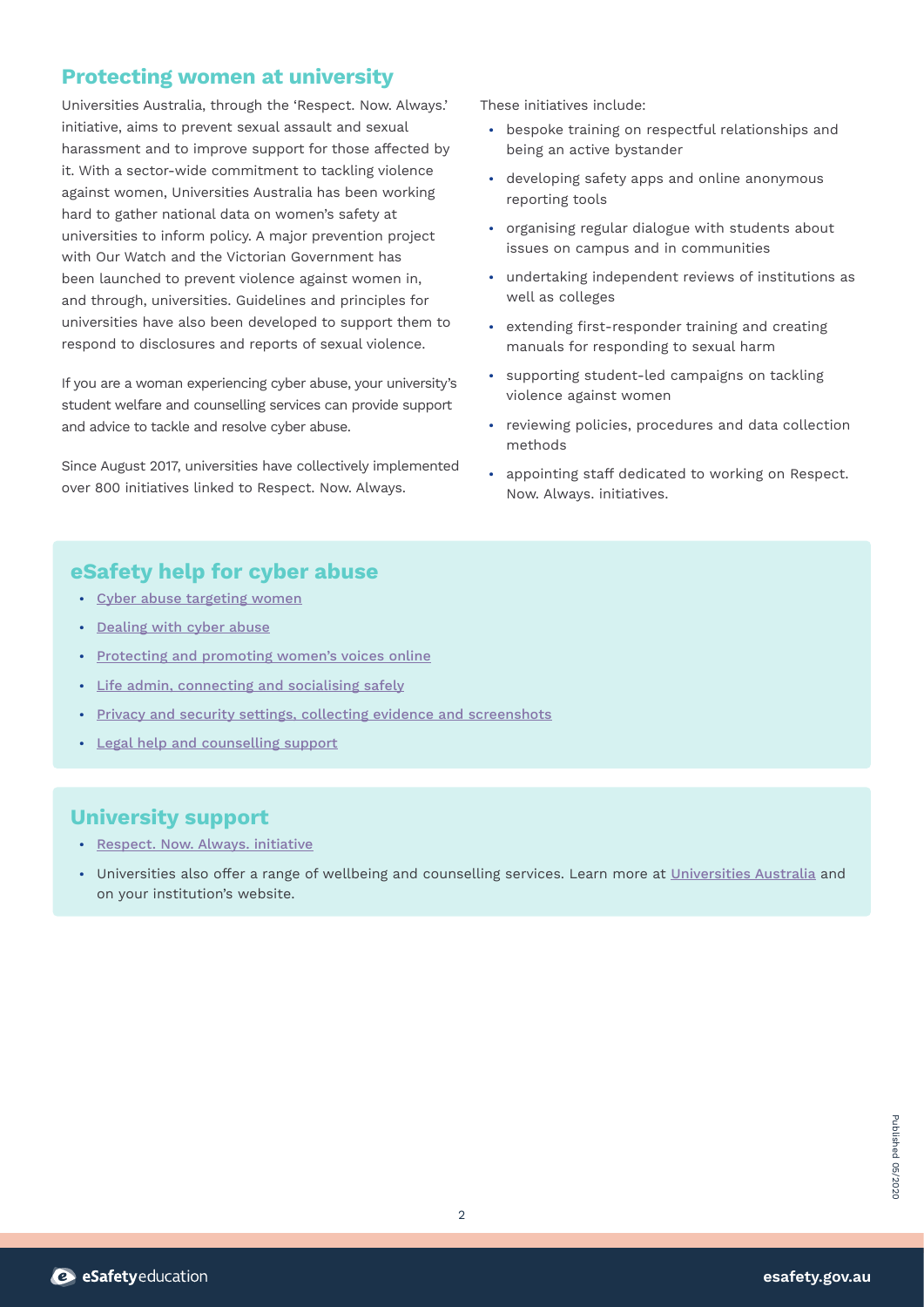## Protecting women at university

Universities Australia, through the 'Respect. Now. Always.' initiative, aims to prevent sexual assault and sexual harassment and to improve support for those affected by it. With a sector-wide commitment to tackling violence against women, Universities Australia has been working hard to gather national data on women's safety at universities to inform policy. A major prevention project with Our Watch and the Victorian Government has been launched to prevent violence against women in, and through, universities. Guidelines and principles for universities have also been developed to support them to respond to disclosures and reports of sexual violence.

If you are a woman experiencing cyber abuse, your university's student welfare and counselling services can provide support and advice to tackle and resolve cyber abuse.

Since August 2017, universities have collectively implemented over 800 initiatives linked to Respect. Now. Always.

These initiatives include:

- bespoke training on respectful relationships and being an active bystander
- developing safety apps and online anonymous reporting tools
- organising regular dialogue with students about issues on campus and in communities
- undertaking independent reviews of institutions as well as colleges
- extending first-responder training and creating manuals for responding to sexual harm
- supporting student-led campaigns on tackling violence against women
- reviewing policies, procedures and data collection methods
- appointing staff dedicated to working on Respect. Now. Always. initiatives.

## eSafety help for cyber abuse

- Cyber abuse targeting women
- Dealing with cyber abuse
- Protecting and promoting women's voices online
- Life admin, connecting and socialising safely
- Privacy and security settings, collecting evidence and screenshots
- Legal help and counselling support

## University support

- Respect. Now. Always. initiative
- Universities also offer a range of wellbeing and counselling services. Learn more at Universities Australia and on your institution's website.

Published 05/2020